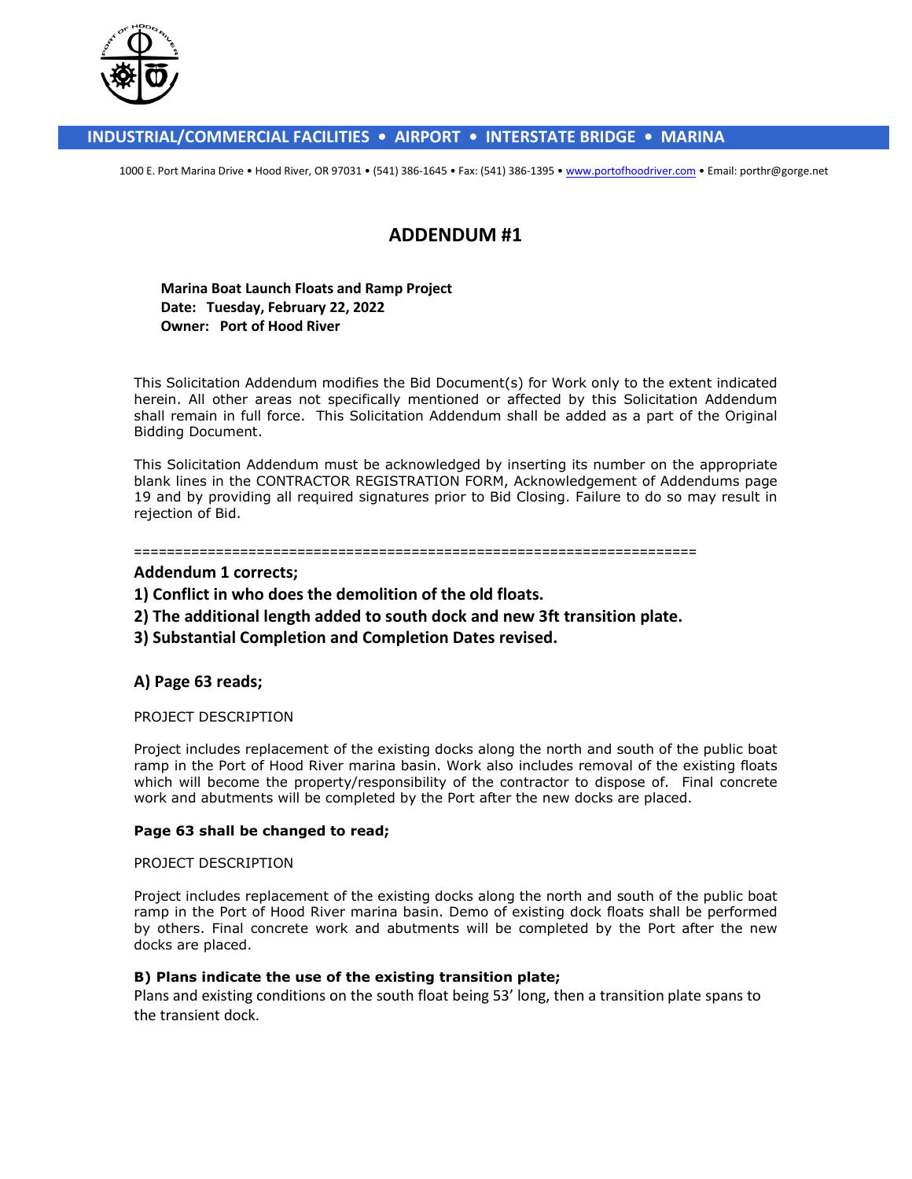INDUSTRIAL/COMMERCIAL FACILITIES • AIRPORT • INTERSTATE BRIDGE • MARINA

1000 E. Port Marina Drive • Hood River, OR 97031 • (541) 386-1645 • Fax: (541) 386-1395 • www.portofhoodriver.com • Email: porthr@gorge.net

# ADDENDUM #1

**Marina Boat Launch Floats and Ramp Project**
**Date: Tuesday, February 22, 2022**
**Owner: Port of Hood River**

This Solicitation Addendum modifies the Bid Document(s) for Work only to the extent indicated herein. All other areas not specifically mentioned or affected by this Solicitation Addendum shall remain in full force. This Solicitation Addendum shall be added as a part of the Original Bidding Document.

This Solicitation Addendum must be acknowledged by inserting its number on the appropriate blank lines in the CONTRACTOR REGISTRATION FORM, Acknowledgement of Addendums page 19 and by providing all required signatures prior to Bid Closing. Failure to do so may result in rejection of Bid.

=====================================================================

### Addendum 1 corrects;

### 1) Conflict in who does the demolition of the old floats.

### 2) The additional length added to south dock and new 3ft transition plate.

### 3) Substantial Completion and Completion Dates revised.

### A) Page 63 reads;

PROJECT DESCRIPTION

Project includes replacement of the existing docks along the north and south of the public boat ramp in the Port of Hood River marina basin. Work also includes removal of the existing floats which will become the property/responsibility of the contractor to dispose of. Final concrete work and abutments will be completed by the Port after the new docks are placed.

**Page 63 shall be changed to read;**

PROJECT DESCRIPTION

Project includes replacement of the existing docks along the north and south of the public boat ramp in the Port of Hood River marina basin. Demo of existing dock floats shall be performed by others. Final concrete work and abutments will be completed by the Port after the new docks are placed.

**B) Plans indicate the use of the existing transition plate;**

Plans and existing conditions on the south float being 53' long, then a transition plate spans to the transient dock.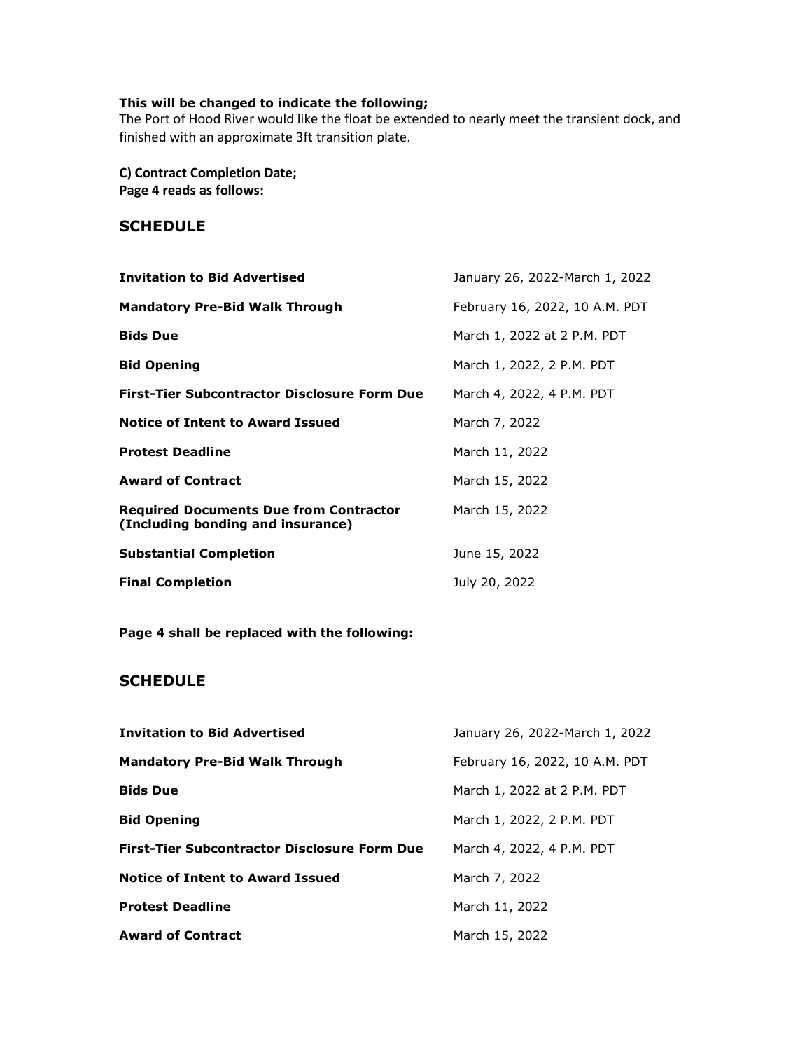**This will be changed to indicate the following;**
The Port of Hood River would like the float be extended to nearly meet the transient dock, and finished with an approximate 3ft transition plate.

**C) Contract Completion Date;**
**Page 4 reads as follows:**

## SCHEDULE

| | |
|---|---|
| **Invitation to Bid Advertised** | January 26, 2022-March 1, 2022 |
| **Mandatory Pre-Bid Walk Through** | February 16, 2022, 10 A.M. PDT |
| **Bids Due** | March 1, 2022 at 2 P.M. PDT |
| **Bid Opening** | March 1, 2022, 2 P.M. PDT |
| **First-Tier Subcontractor Disclosure Form Due** | March 4, 2022, 4 P.M. PDT |
| **Notice of Intent to Award Issued** | March 7, 2022 |
| **Protest Deadline** | March 11, 2022 |
| **Award of Contract** | March 15, 2022 |
| **Required Documents Due from Contractor (Including bonding and insurance)** | March 15, 2022 |
| **Substantial Completion** | June 15, 2022 |
| **Final Completion** | July 20, 2022 |

**Page 4 shall be replaced with the following:**

## SCHEDULE

| | |
|---|---|
| **Invitation to Bid Advertised** | January 26, 2022-March 1, 2022 |
| **Mandatory Pre-Bid Walk Through** | February 16, 2022, 10 A.M. PDT |
| **Bids Due** | March 1, 2022 at 2 P.M. PDT |
| **Bid Opening** | March 1, 2022, 2 P.M. PDT |
| **First-Tier Subcontractor Disclosure Form Due** | March 4, 2022, 4 P.M. PDT |
| **Notice of Intent to Award Issued** | March 7, 2022 |
| **Protest Deadline** | March 11, 2022 |
| **Award of Contract** | March 15, 2022 |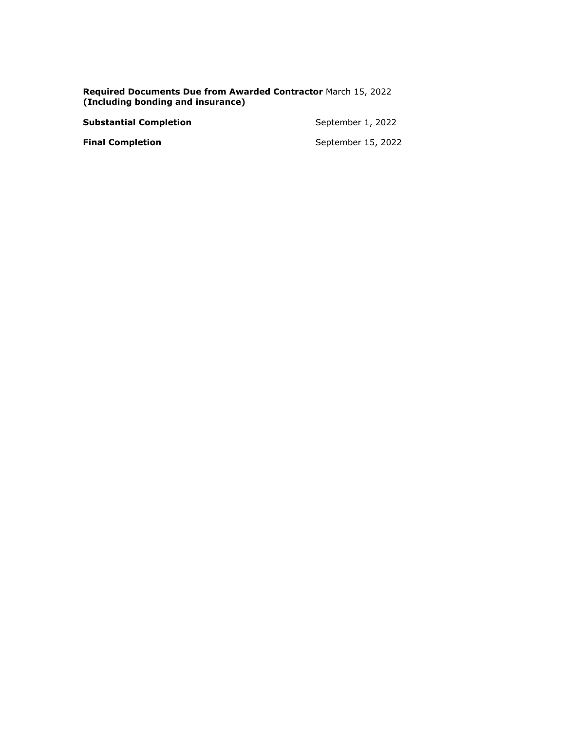**Required Documents Due from Awarded Contractor** March 15, 2022
**(Including bonding and insurance)**

**Substantial Completion** September 1, 2022

**Final Completion** September 15, 2022